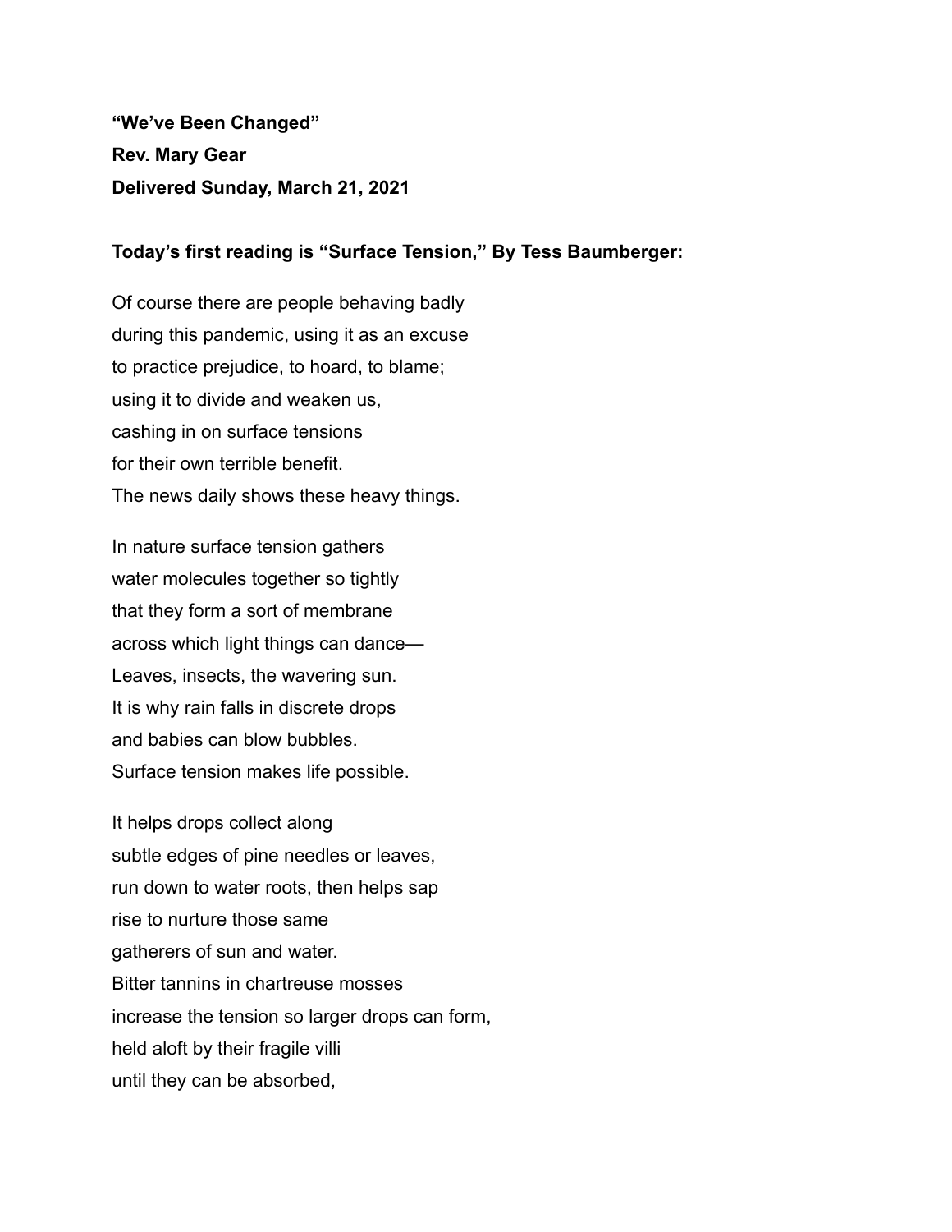**“We’ve Been Changed”**

**Rev. Mary Gear**

**Delivered Sunday, March 21, 2021**

**Today’s first reading is “Surface Tension,” By Tess Baumberger:**

Of course there are people behaving badly  
during this pandemic, using it as an excuse  
to practice prejudice, to hoard, to blame;  
using it to divide and weaken us,  
cashing in on surface tensions  
for their own terrible benefit.  
The news daily shows these heavy things.

In nature surface tension gathers  
water molecules together so tightly  
that they form a sort of membrane  
across which light things can dance—  
Leaves, insects, the wavering sun.  
It is why rain falls in discrete drops  
and babies can blow bubbles.  
Surface tension makes life possible.

It helps drops collect along  
subtle edges of pine needles or leaves,  
run down to water roots, then helps sap  
rise to nurture those same  
gatherers of sun and water.  
Bitter tannins in chartreuse mosses  
increase the tension so larger drops can form,  
held aloft by their fragile villi  
until they can be absorbed,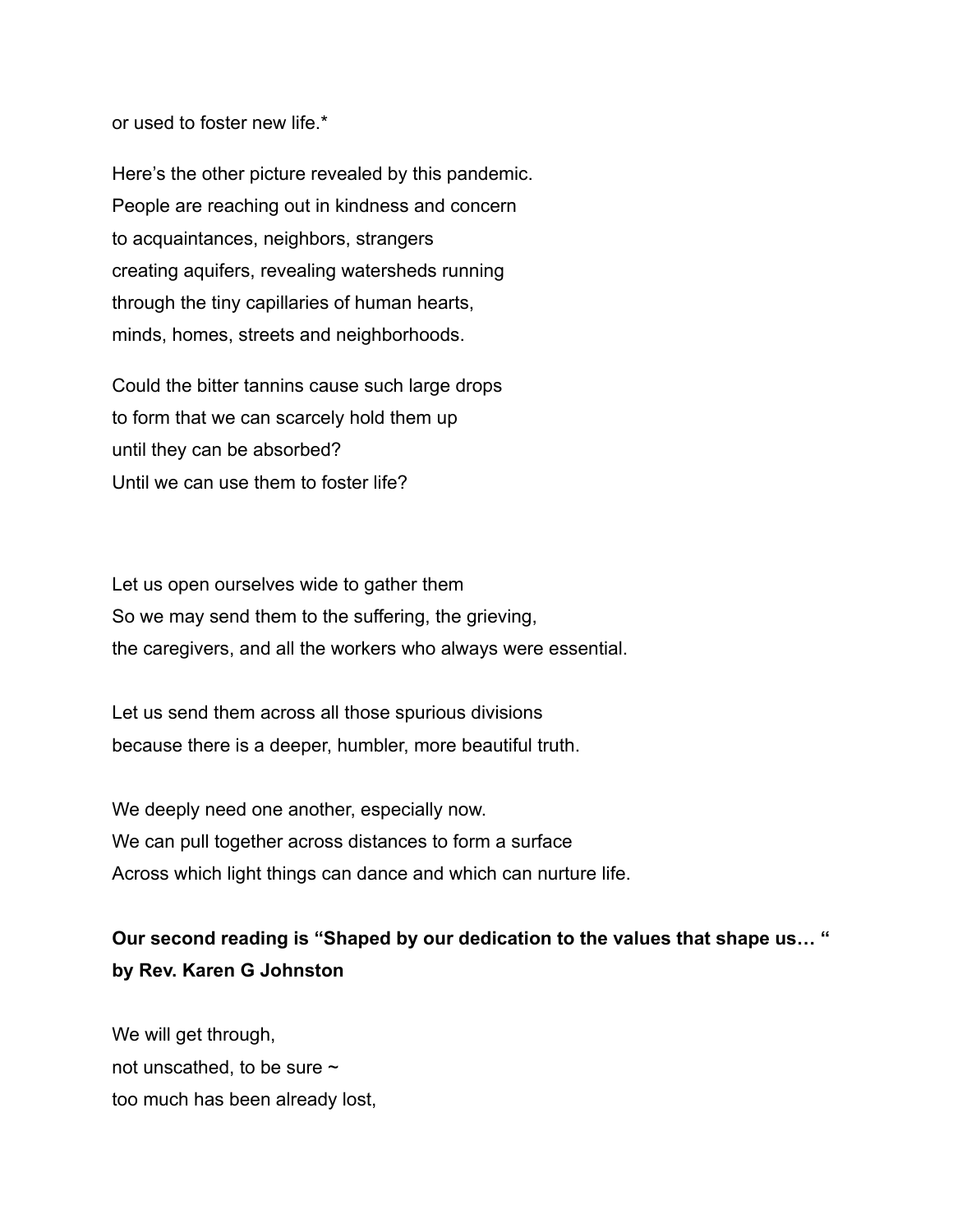or used to foster new life.*

Here's the other picture revealed by this pandemic.  
People are reaching out in kindness and concern  
to acquaintances, neighbors, strangers  
creating aquifers, revealing watersheds running  
through the tiny capillaries of human hearts,  
minds, homes, streets and neighborhoods.

Could the bitter tannins cause such large drops  
to form that we can scarcely hold them up  
until they can be absorbed?  
Until we can use them to foster life?

Let us open ourselves wide to gather them  
So we may send them to the suffering, the grieving,  
the caregivers, and all the workers who always were essential.

Let us send them across all those spurious divisions  
because there is a deeper, humbler, more beautiful truth.

We deeply need one another, especially now.  
We can pull together across distances to form a surface  
Across which light things can dance and which can nurture life.

**Our second reading is "Shaped by our dedication to the values that shape us… " by Rev. Karen G Johnston**

We will get through,  
not unscathed, to be sure ~  
too much has been already lost,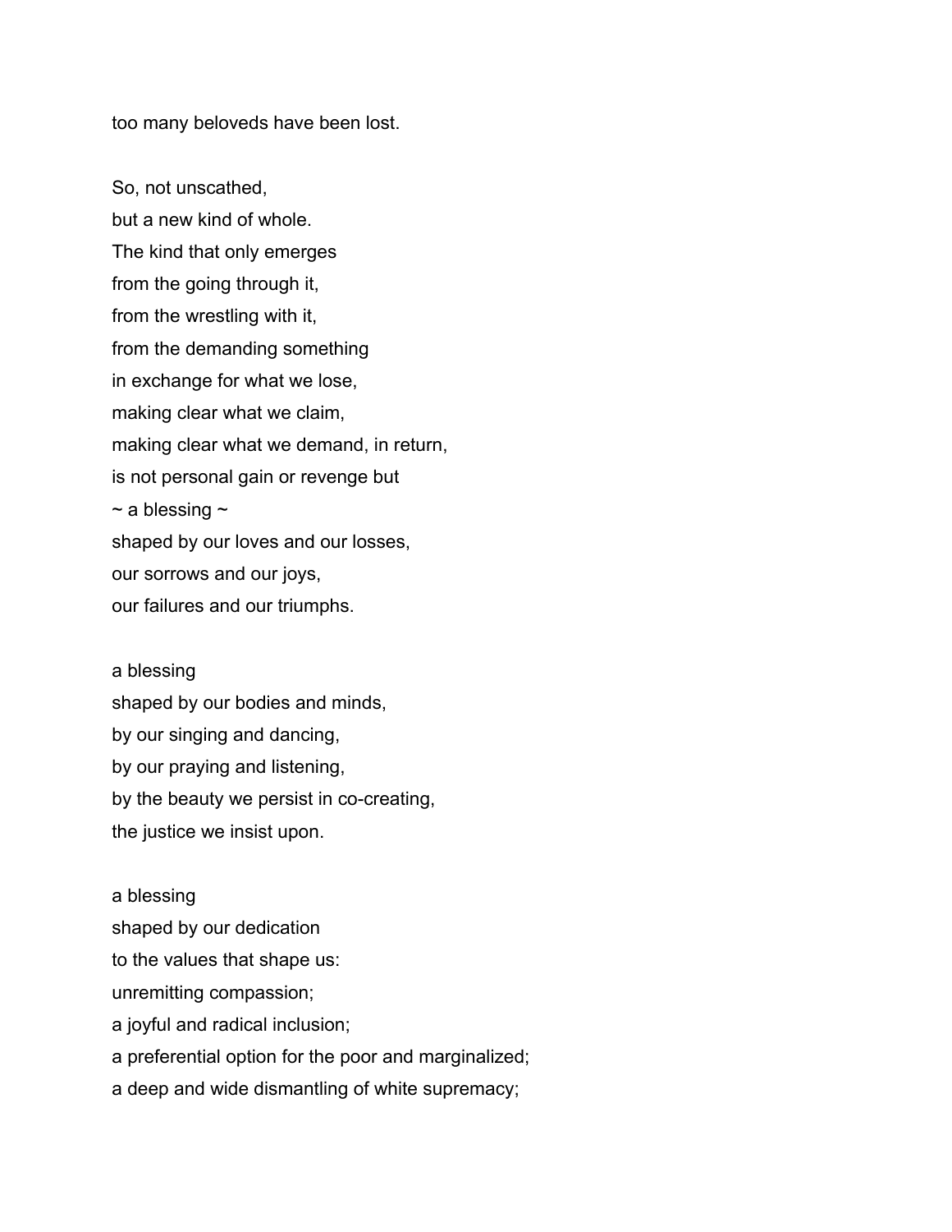too many beloveds have been lost.

So, not unscathed,  
but a new kind of whole.  
The kind that only emerges  
from the going through it,  
from the wrestling with it,  
from the demanding something  
in exchange for what we lose,  
making clear what we claim,  
making clear what we demand, in return,  
is not personal gain or revenge but  
~ a blessing ~  
shaped by our loves and our losses,  
our sorrows and our joys,  
our failures and our triumphs.

a blessing  
shaped by our bodies and minds,  
by our singing and dancing,  
by our praying and listening,  
by the beauty we persist in co-creating,  
the justice we insist upon.

a blessing  
shaped by our dedication  
to the values that shape us:  
unremitting compassion;  
a joyful and radical inclusion;  
a preferential option for the poor and marginalized;  
a deep and wide dismantling of white supremacy;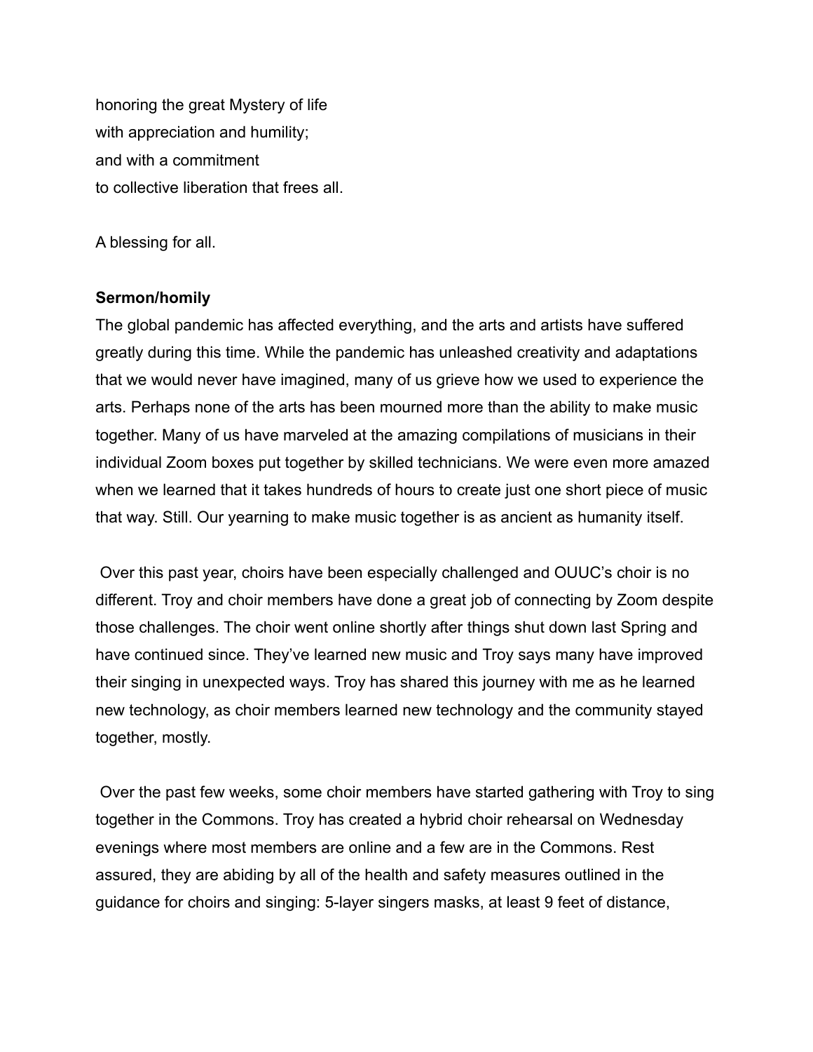honoring the great Mystery of life  
with appreciation and humility;  
and with a commitment  
to collective liberation that frees all.

A blessing for all.

**Sermon/homily**

The global pandemic has affected everything, and the arts and artists have suffered greatly during this time. While the pandemic has unleashed creativity and adaptations that we would never have imagined, many of us grieve how we used to experience the arts. Perhaps none of the arts has been mourned more than the ability to make music together. Many of us have marveled at the amazing compilations of musicians in their individual Zoom boxes put together by skilled technicians. We were even more amazed when we learned that it takes hundreds of hours to create just one short piece of music that way. Still. Our yearning to make music together is as ancient as humanity itself.

Over this past year, choirs have been especially challenged and OUUC's choir is no different. Troy and choir members have done a great job of connecting by Zoom despite those challenges. The choir went online shortly after things shut down last Spring and have continued since. They've learned new music and Troy says many have improved their singing in unexpected ways. Troy has shared this journey with me as he learned new technology, as choir members learned new technology and the community stayed together, mostly.

Over the past few weeks, some choir members have started gathering with Troy to sing together in the Commons. Troy has created a hybrid choir rehearsal on Wednesday evenings where most members are online and a few are in the Commons. Rest assured, they are abiding by all of the health and safety measures outlined in the guidance for choirs and singing: 5-layer singers masks, at least 9 feet of distance,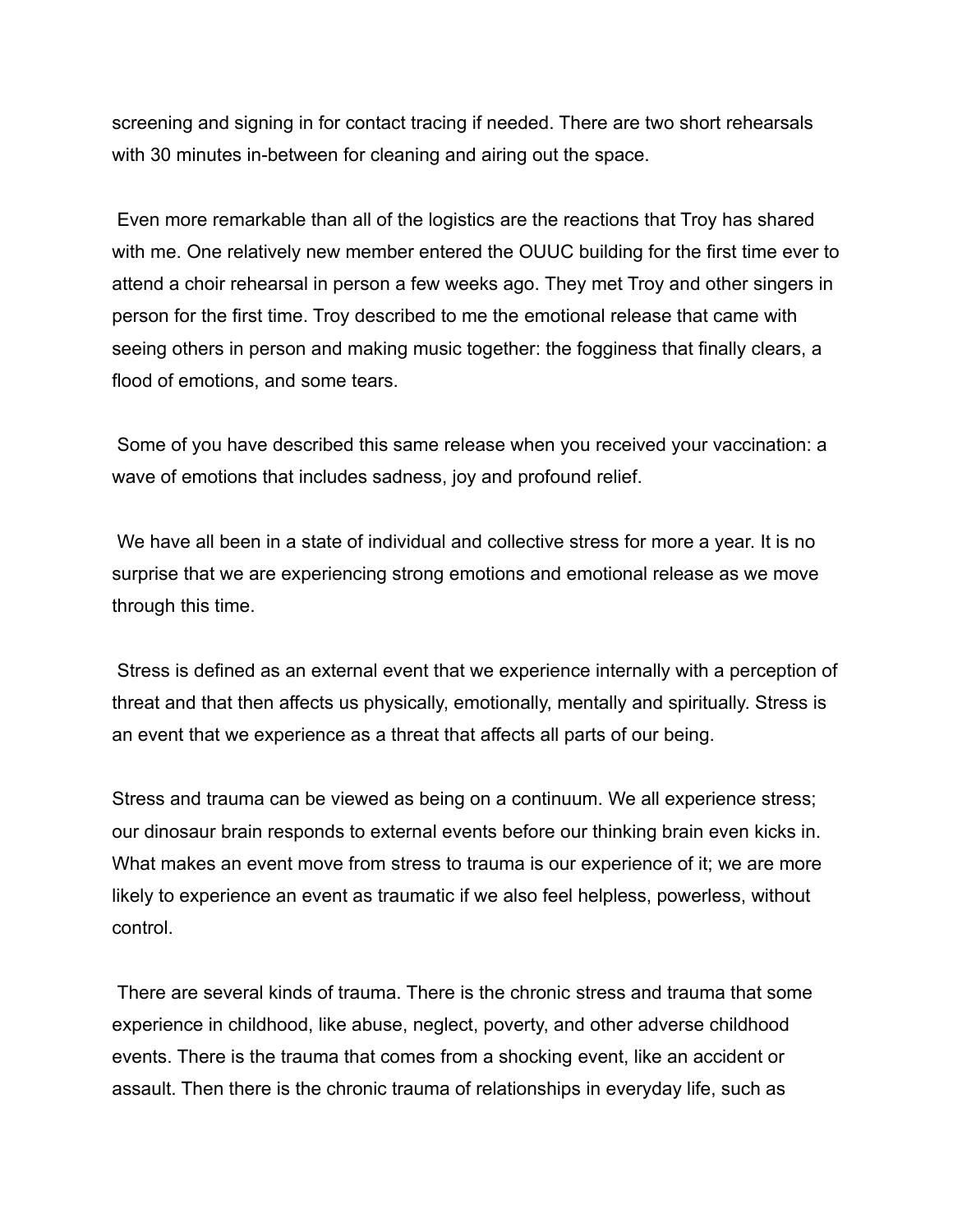screening and signing in for contact tracing if needed. There are two short rehearsals with 30 minutes in-between for cleaning and airing out the space.

Even more remarkable than all of the logistics are the reactions that Troy has shared with me. One relatively new member entered the OUUC building for the first time ever to attend a choir rehearsal in person a few weeks ago. They met Troy and other singers in person for the first time. Troy described to me the emotional release that came with seeing others in person and making music together: the fogginess that finally clears, a flood of emotions, and some tears.

Some of you have described this same release when you received your vaccination: a wave of emotions that includes sadness, joy and profound relief.

We have all been in a state of individual and collective stress for more a year. It is no surprise that we are experiencing strong emotions and emotional release as we move through this time.

Stress is defined as an external event that we experience internally with a perception of threat and that then affects us physically, emotionally, mentally and spiritually. Stress is an event that we experience as a threat that affects all parts of our being.

Stress and trauma can be viewed as being on a continuum. We all experience stress; our dinosaur brain responds to external events before our thinking brain even kicks in. What makes an event move from stress to trauma is our experience of it; we are more likely to experience an event as traumatic if we also feel helpless, powerless, without control.

There are several kinds of trauma. There is the chronic stress and trauma that some experience in childhood, like abuse, neglect, poverty, and other adverse childhood events. There is the trauma that comes from a shocking event, like an accident or assault. Then there is the chronic trauma of relationships in everyday life, such as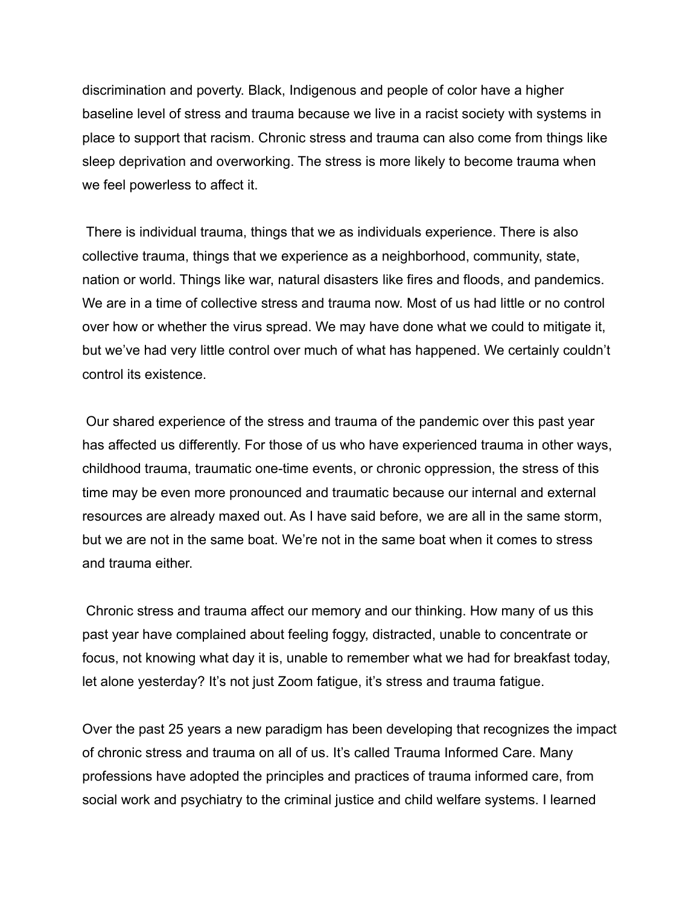discrimination and poverty. Black, Indigenous and people of color have a higher baseline level of stress and trauma because we live in a racist society with systems in place to support that racism. Chronic stress and trauma can also come from things like sleep deprivation and overworking. The stress is more likely to become trauma when we feel powerless to affect it.

There is individual trauma, things that we as individuals experience. There is also collective trauma, things that we experience as a neighborhood, community, state, nation or world. Things like war, natural disasters like fires and floods, and pandemics. We are in a time of collective stress and trauma now. Most of us had little or no control over how or whether the virus spread. We may have done what we could to mitigate it, but we've had very little control over much of what has happened. We certainly couldn't control its existence.

Our shared experience of the stress and trauma of the pandemic over this past year has affected us differently. For those of us who have experienced trauma in other ways, childhood trauma, traumatic one-time events, or chronic oppression, the stress of this time may be even more pronounced and traumatic because our internal and external resources are already maxed out. As I have said before, we are all in the same storm, but we are not in the same boat. We're not in the same boat when it comes to stress and trauma either.

Chronic stress and trauma affect our memory and our thinking. How many of us this past year have complained about feeling foggy, distracted, unable to concentrate or focus, not knowing what day it is, unable to remember what we had for breakfast today, let alone yesterday? It's not just Zoom fatigue, it's stress and trauma fatigue.

Over the past 25 years a new paradigm has been developing that recognizes the impact of chronic stress and trauma on all of us. It's called Trauma Informed Care. Many professions have adopted the principles and practices of trauma informed care, from social work and psychiatry to the criminal justice and child welfare systems. I learned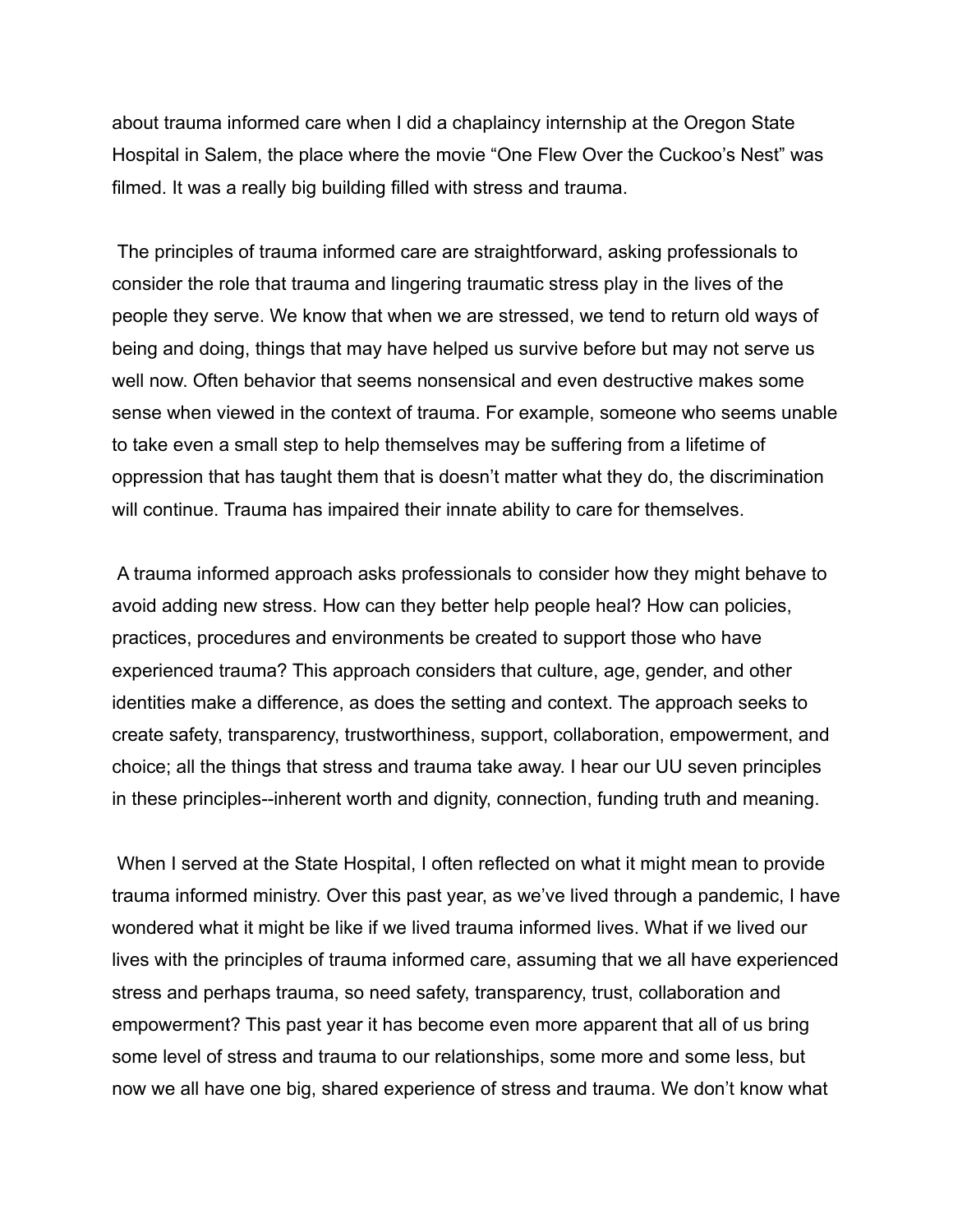about trauma informed care when I did a chaplaincy internship at the Oregon State Hospital in Salem, the place where the movie “One Flew Over the Cuckoo’s Nest” was filmed. It was a really big building filled with stress and trauma.

The principles of trauma informed care are straightforward, asking professionals to consider the role that trauma and lingering traumatic stress play in the lives of the people they serve. We know that when we are stressed, we tend to return old ways of being and doing, things that may have helped us survive before but may not serve us well now. Often behavior that seems nonsensical and even destructive makes some sense when viewed in the context of trauma. For example, someone who seems unable to take even a small step to help themselves may be suffering from a lifetime of oppression that has taught them that is doesn’t matter what they do, the discrimination will continue. Trauma has impaired their innate ability to care for themselves.

A trauma informed approach asks professionals to consider how they might behave to avoid adding new stress. How can they better help people heal? How can policies, practices, procedures and environments be created to support those who have experienced trauma? This approach considers that culture, age, gender, and other identities make a difference, as does the setting and context. The approach seeks to create safety, transparency, trustworthiness, support, collaboration, empowerment, and choice; all the things that stress and trauma take away. I hear our UU seven principles in these principles--inherent worth and dignity, connection, funding truth and meaning.

When I served at the State Hospital, I often reflected on what it might mean to provide trauma informed ministry. Over this past year, as we’ve lived through a pandemic, I have wondered what it might be like if we lived trauma informed lives. What if we lived our lives with the principles of trauma informed care, assuming that we all have experienced stress and perhaps trauma, so need safety, transparency, trust, collaboration and empowerment? This past year it has become even more apparent that all of us bring some level of stress and trauma to our relationships, some more and some less, but now we all have one big, shared experience of stress and trauma. We don’t know what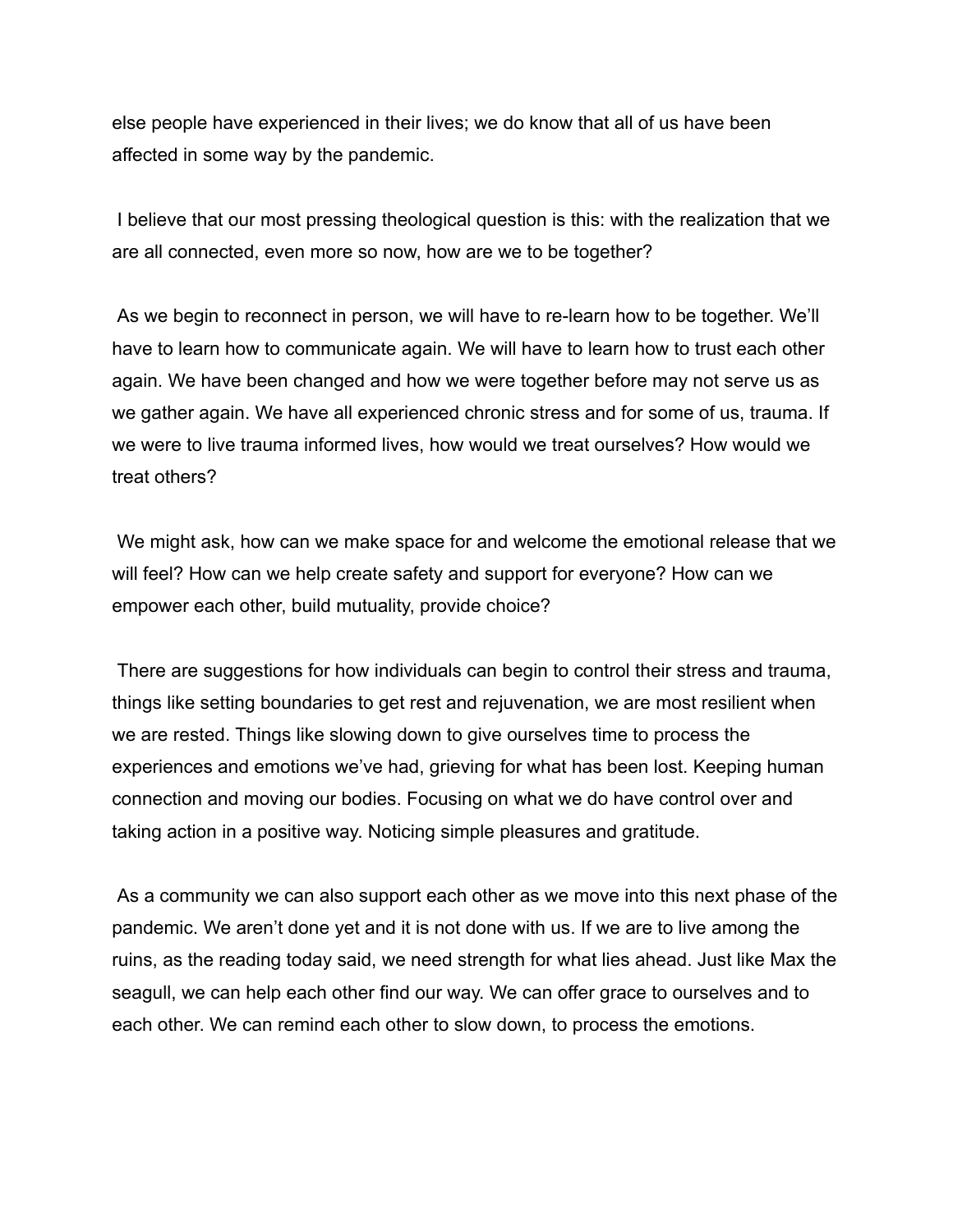else people have experienced in their lives; we do know that all of us have been affected in some way by the pandemic.

I believe that our most pressing theological question is this: with the realization that we are all connected, even more so now, how are we to be together?

As we begin to reconnect in person, we will have to re-learn how to be together. We'll have to learn how to communicate again. We will have to learn how to trust each other again. We have been changed and how we were together before may not serve us as we gather again. We have all experienced chronic stress and for some of us, trauma. If we were to live trauma informed lives, how would we treat ourselves? How would we treat others?

We might ask, how can we make space for and welcome the emotional release that we will feel? How can we help create safety and support for everyone? How can we empower each other, build mutuality, provide choice?

There are suggestions for how individuals can begin to control their stress and trauma, things like setting boundaries to get rest and rejuvenation, we are most resilient when we are rested. Things like slowing down to give ourselves time to process the experiences and emotions we've had, grieving for what has been lost. Keeping human connection and moving our bodies. Focusing on what we do have control over and taking action in a positive way. Noticing simple pleasures and gratitude.

As a community we can also support each other as we move into this next phase of the pandemic. We aren't done yet and it is not done with us. If we are to live among the ruins, as the reading today said, we need strength for what lies ahead. Just like Max the seagull, we can help each other find our way. We can offer grace to ourselves and to each other. We can remind each other to slow down, to process the emotions.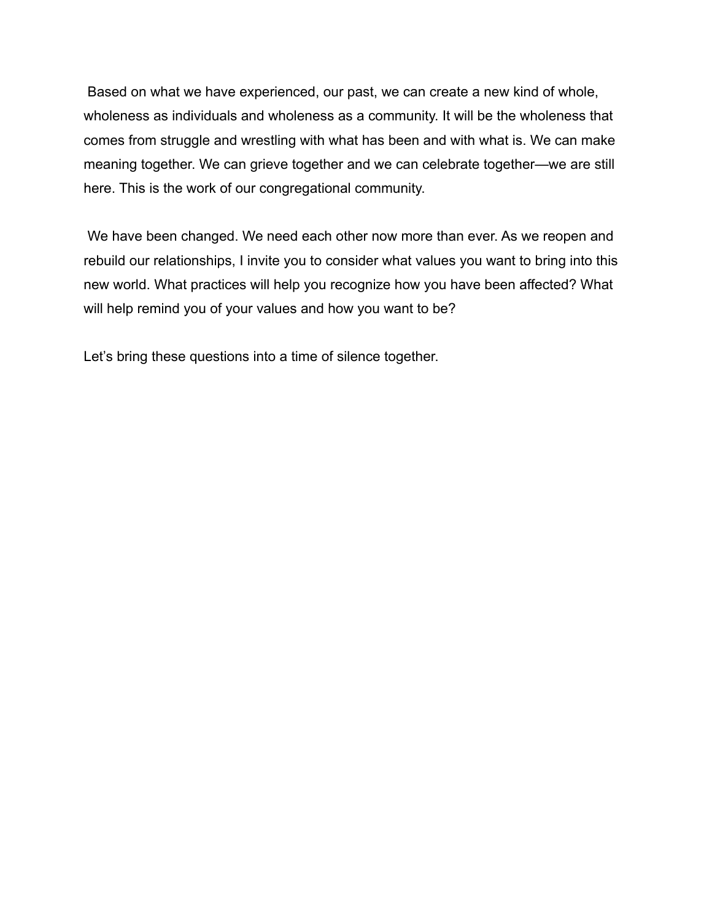Based on what we have experienced, our past, we can create a new kind of whole, wholeness as individuals and wholeness as a community. It will be the wholeness that comes from struggle and wrestling with what has been and with what is. We can make meaning together. We can grieve together and we can celebrate together—we are still here. This is the work of our congregational community.

We have been changed. We need each other now more than ever. As we reopen and rebuild our relationships, I invite you to consider what values you want to bring into this new world. What practices will help you recognize how you have been affected? What will help remind you of your values and how you want to be?

Let's bring these questions into a time of silence together.